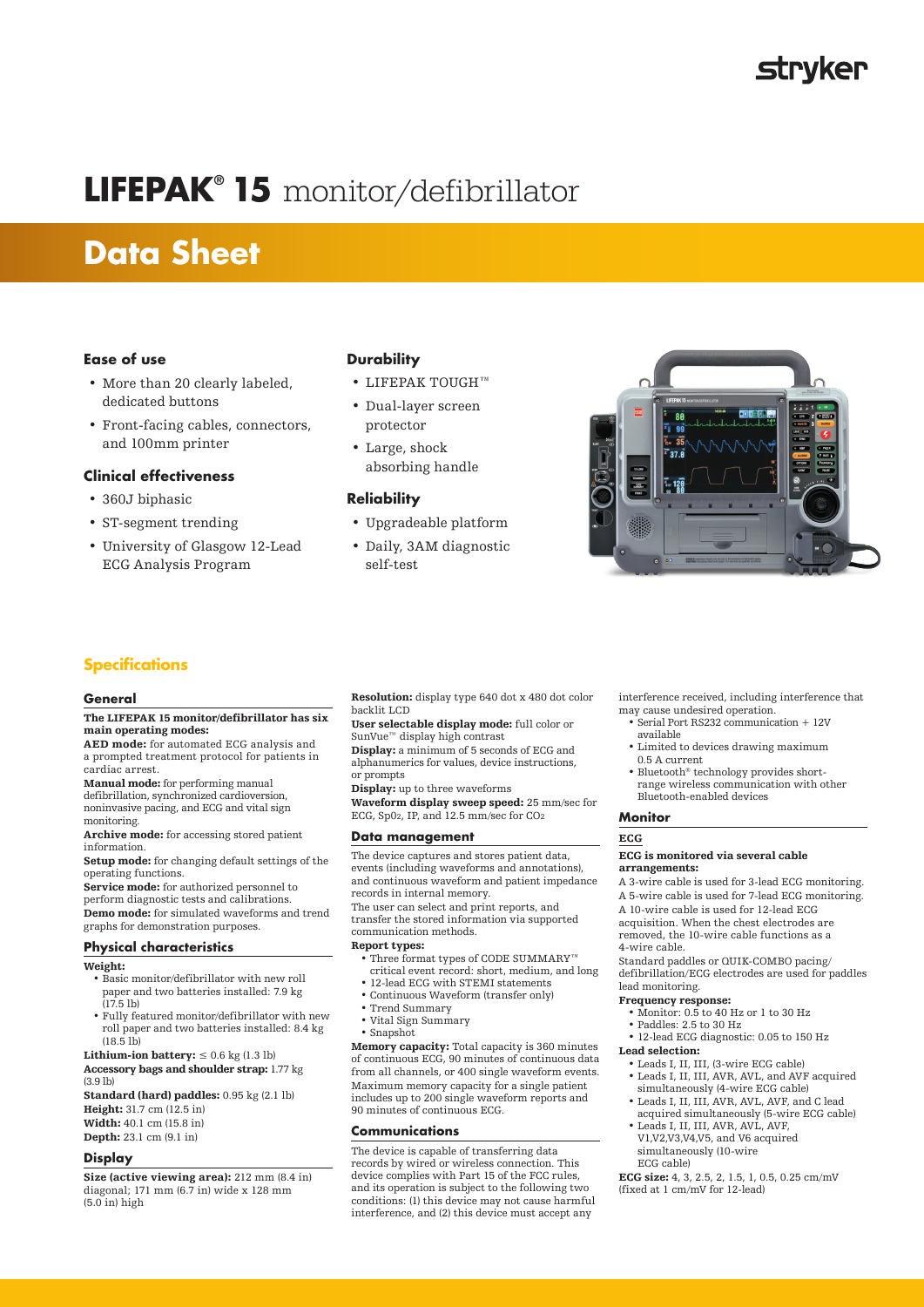# LIFEPAK® 15 monitor/defibrillator

# Data Sheet

### Ease of use

- More than 20 clearly labeled, dedicated buttons
- Front-facing cables, connectors, and 100mm printer

### Clinical effectiveness

- 360J biphasic
- ST-segment trending
- University of Glasgow 12-Lead ECG Analysis Program

### Durability

- LIFEPAK TOUGH™
- Dual-layer screen protector
- Large, shock absorbing handle

### Reliability

- Upgradeable platform
- Daily, 3AM diagnostic self-test

## Specifications

### General

**The LIFEPAK 15 monitor/defibrillator has six main operating modes:**

**AED mode:** for automated ECG analysis and a prompted treatment protocol for patients in cardiac arrest.

**Manual mode:** for performing manual defibrillation, synchronized cardioversion, noninvasive pacing, and ECG and vital sign monitoring.

**Archive mode:** for accessing stored patient information.

**Setup mode:** for changing default settings of the operating functions.

**Service mode:** for authorized personnel to perform diagnostic tests and calibrations.

**Demo mode:** for simulated waveforms and trend graphs for demonstration purposes.

### Physical characteristics

**Weight:**

- Basic monitor/defibrillator with new roll paper and two batteries installed: 7.9 kg (17.5 lb)
- Fully featured monitor/defibrillator with new roll paper and two batteries installed: 8.4 kg (18.5 lb)

**Lithium-ion battery:** ≤ 0.6 kg (1.3 lb)

**Accessory bags and shoulder strap:** 1.77 kg (3.9 lb)

**Standard (hard) paddles:** 0.95 kg (2.1 lb)

**Height:** 31.7 cm (12.5 in)

**Width:** 40.1 cm (15.8 in)

**Depth:** 23.1 cm (9.1 in)

### Display

**Size (active viewing area):** 212 mm (8.4 in) diagonal; 171 mm (6.7 in) wide x 128 mm (5.0 in) high

**Resolution:** display type 640 dot x 480 dot color backlit LCD

**User selectable display mode:** full color or SunVue™ display high contrast

**Display:** a minimum of 5 seconds of ECG and alphanumerics for values, device instructions, or prompts

**Display:** up to three waveforms

**Waveform display sweep speed:** 25 mm/sec for ECG, $SpO_2$, IP, and 12.5 mm/sec for $CO_2$

### Data management

The device captures and stores patient data, events (including waveforms and annotations), and continuous waveform and patient impedance records in internal memory.

The user can select and print reports, and transfer the stored information via supported communication methods.

**Report types:**

- Three format types of CODE SUMMARY™ critical event record: short, medium, and long
- 12-lead ECG with STEMI statements
- Continuous Waveform (transfer only)
- Trend Summary
- Vital Sign Summary
- Snapshot

**Memory capacity:** Total capacity is 360 minutes of continuous ECG, 90 minutes of continuous data from all channels, or 400 single waveform events. Maximum memory capacity for a single patient includes up to 200 single waveform reports and 90 minutes of continuous ECG.

### Communications

The device is capable of transferring data records by wired or wireless connection. This device complies with Part 15 of the FCC rules, and its operation is subject to the following two conditions: (1) this device may not cause harmful interference, and (2) this device must accept any interference received, including interference that may cause undesired operation.

- Serial Port RS232 communication + 12V available
- Limited to devices drawing maximum 0.5 A current
- Bluetooth® technology provides short-range wireless communication with other Bluetooth-enabled devices

### Monitor

#### ECG

**ECG is monitored via several cable arrangements:**

A 3-wire cable is used for 3-lead ECG monitoring.

A 5-wire cable is used for 7-lead ECG monitoring.

A 10-wire cable is used for 12-lead ECG acquisition. When the chest electrodes are removed, the 10-wire cable functions as a 4-wire cable.

Standard paddles or QUIK-COMBO pacing/defibrillation/ECG electrodes are used for paddles lead monitoring.

**Frequency response:**

- Monitor: 0.5 to 40 Hz or 1 to 30 Hz
- Paddles: 2.5 to 30 Hz
- 12-lead ECG diagnostic: 0.05 to 150 Hz

**Lead selection:**

- Leads I, II, III, (3-wire ECG cable)
- Leads I, II, III, AVR, AVL, and AVF acquired simultaneously (4-wire ECG cable)
- Leads I, II, III, AVR, AVL, AVF, and C lead acquired simultaneously (5-wire ECG cable)
- Leads I, II, III, AVR, AVL, AVF, V1,V2,V3,V4,V5, and V6 acquired simultaneously (10-wire ECG cable)

**ECG size:** 4, 3, 2.5, 2, 1.5, 1, 0.5, 0.25 cm/mV (fixed at 1 cm/mV for 12-lead)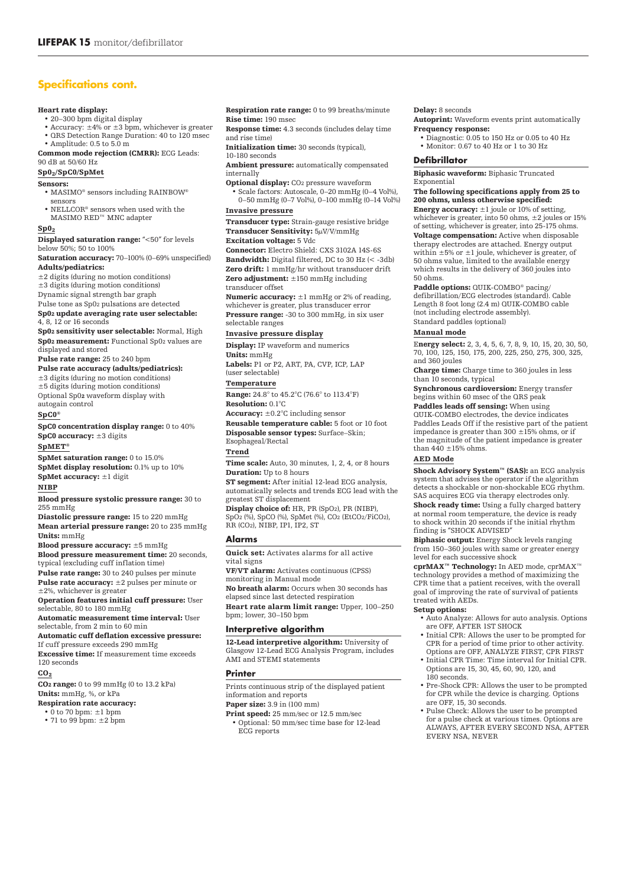## Specifications cont.

**Heart rate display:**

- 20–300 bpm digital display
- Accuracy: ±4% or ±3 bpm, whichever is greater
- QRS Detection Range Duration: 40 to 120 msec
- Amplitude: 0.5 to 5.0 m

**Common mode rejection (CMRR):** ECG Leads: 90 dB at 50/60 Hz

### $SpO_2$/SpC0/SpMet

**Sensors:**

- MASIMO® sensors including RAINBOW® sensors
- NELLCOR® sensors when used with the MASIMO RED™ MNC adapter

### $SpO_2$

**Displayed saturation range:** "<50" for levels below 50%; 50 to 100%

**Saturation accuracy:** 70–100% (0–69% unspecified)

**Adults/pediatrics:**

±2 digits (during no motion conditions)
±3 digits (during motion conditions)

Dynamic signal strength bar graph

Pulse tone as $SpO_2$ pulsations are detected

**$SpO_2$ update averaging rate user selectable:** 4, 8, 12 or 16 seconds

**$SpO_2$ sensitivity user selectable:** Normal, High

**$SpO_2$ measurement:** Functional $SpO_2$ values are displayed and stored

**Pulse rate range:** 25 to 240 bpm

**Pulse rate accuracy (adults/pediatrics):**

±3 digits (during no motion conditions)
±5 digits (during motion conditions)

Optional $SpO_2$ waveform display with autogain control

### SpC0®

**SpC0 concentration display range:** 0 to 40%

**SpC0 accuracy:** ±3 digits

### SpMET®

**SpMet saturation range:** 0 to 15.0%

**SpMet display resolution:** 0.1% up to 10%

**SpMet accuracy:** ±1 digit

### NIBP

**Blood pressure systolic pressure range:** 30 to 255 mmHg

**Diastolic pressure range:** 15 to 220 mmHg

**Mean arterial pressure range:** 20 to 235 mmHg

**Units:** mmHg

**Blood pressure accuracy:** ±5 mmHg

**Blood pressure measurement time:** 20 seconds, typical (excluding cuff inflation time)

**Pulse rate range:** 30 to 240 pulses per minute

**Pulse rate accuracy:** ±2 pulses per minute or ±2%, whichever is greater

**Operation features initial cuff pressure:** User selectable, 80 to 180 mmHg

**Automatic measurement time interval:** User selectable, from 2 min to 60 min

**Automatic cuff deflation excessive pressure:** If cuff pressure exceeds 290 mmHg

**Excessive time:** If measurement time exceeds 120 seconds

### $CO_2$

**$CO_2$ range:** 0 to 99 mmHg (0 to 13.2 kPa)

**Units:** mmHg, %, or kPa

**Respiration rate accuracy:**

- 0 to 70 bpm: ±1 bpm
- 71 to 99 bpm: ±2 bpm

**Respiration rate range:** 0 to 99 breaths/minute

**Rise time:** 190 msec

**Response time:** 4.3 seconds (includes delay time and rise time)

**Initialization time:** 30 seconds (typical), 10-180 seconds

**Ambient pressure:** automatically compensated internally

**Optional display:** $CO_2$ pressure waveform

- Scale factors: Autoscale, 0–20 mmHg (0–4 Vol%), 0–50 mmHg (0–7 Vol%), 0–100 mmHg (0–14 Vol%)

### Invasive pressure

**Transducer type:** Strain-gauge resistive bridge

**Transducer Sensitivity:** 5µV/V/mmHg

**Excitation voltage:** 5 Vdc

**Connector:** Electro Shield: CXS 3102A 14S-6S

**Bandwidth:** Digital filtered, DC to 30 Hz (< -3db)

**Zero drift:** 1 mmHg/hr without transducer drift

**Zero adjustment:** ±150 mmHg including transducer offset

**Numeric accuracy:** ±1 mmHg or 2% of reading, whichever is greater, plus transducer error

**Pressure range:** -30 to 300 mmHg, in six user selectable ranges

### Invasive pressure display

**Display:** IP waveform and numerics

**Units:** mmHg

**Labels:** P1 or P2, ART, PA, CVP, ICP, LAP (user selectable)

### Temperature

**Range:** 24.8° to 45.2°C (76.6° to 113.4°F)

**Resolution:** 0.1°C

**Accuracy:** ±0.2°C including sensor

**Reusable temperature cable:** 5 foot or 10 foot

**Disposable sensor types:** Surface–Skin; Esophageal/Rectal

### Trend

**Time scale:** Auto, 30 minutes, 1, 2, 4, or 8 hours

**Duration:** Up to 8 hours

**ST segment:** After initial 12-lead ECG analysis, automatically selects and trends ECG lead with the greatest ST displacement

**Display choice of:** HR, PR ($SpO_2$), PR (NIBP), $SpO_2$ (%), SpCO (%), SpMet (%), $CO_2$ ($EtCO_2$/$FiCO_2$), RR ($CO_2$), NIBP, IP1, IP2, ST

## Alarms

**Quick set:** Activates alarms for all active vital signs

**VF/VT alarm:** Activates continuous (CPSS) monitoring in Manual mode

**No breath alarm:** Occurs when 30 seconds has elapsed since last detected respiration

**Heart rate alarm limit range:** Upper, 100–250 bpm; lower, 30–150 bpm

## Interpretive algorithm

**12-Lead interpretive algorithm:** University of Glasgow 12-Lead ECG Analysis Program, includes AMI and STEMI statements

## Printer

Prints continuous strip of the displayed patient information and reports

**Paper size:** 3.9 in (100 mm)

**Print speed:** 25 mm/sec or 12.5 mm/sec

- Optional: 50 mm/sec time base for 12-lead ECG reports

**Delay:** 8 seconds

**Autoprint:** Waveform events print automatically

**Frequency response:**

- Diagnostic: 0.05 to 150 Hz or 0.05 to 40 Hz
- Monitor: 0.67 to 40 Hz or 1 to 30 Hz

## Defibrillator

**Biphasic waveform:** Biphasic Truncated Exponential

**The following specifications apply from 25 to 200 ohms, unless otherwise specified:**

**Energy accuracy:** ±1 joule or 10% of setting, whichever is greater, into 50 ohms, ±2 joules or 15% of setting, whichever is greater, into 25-175 ohms.

**Voltage compensation:** Active when disposable therapy electrodes are attached. Energy output within ±5% or ±1 joule, whichever is greater, of 50 ohms value, limited to the available energy which results in the delivery of 360 joules into 50 ohms.

**Paddle options:** QUIK-COMBO® pacing/defibrillation/ECG electrodes (standard). Cable Length 8 foot long (2.4 m) QUIK-COMBO cable (not including electrode assembly).

Standard paddles (optional)

### Manual mode

**Energy select:** 2, 3, 4, 5, 6, 7, 8, 9, 10, 15, 20, 30, 50, 70, 100, 125, 150, 175, 200, 225, 250, 275, 300, 325, and 360 joules

**Charge time:** Charge time to 360 joules in less than 10 seconds, typical

**Synchronous cardioversion:** Energy transfer begins within 60 msec of the QRS peak

**Paddles leads off sensing:** When using QUIK-COMBO electrodes, the device indicates Paddles Leads Off if the resistive part of the patient impedance is greater than 300 ±15% ohms, or if the magnitude of the patient impedance is greater than 440 ±15% ohms.

### AED Mode

**Shock Advisory System™ (SAS):** an ECG analysis system that advises the operator if the algorithm detects a shockable or non-shockable ECG rhythm. SAS acquires ECG via therapy electrodes only.

**Shock ready time:** Using a fully charged battery at normal room temperature, the device is ready to shock within 20 seconds if the initial rhythm finding is "SHOCK ADVISED"

**Biphasic output:** Energy Shock levels ranging from 150–360 joules with same or greater energy level for each successive shock

**cprMAX™ Technology:** In AED mode, cprMAX™ technology provides a method of maximizing the CPR time that a patient receives, with the overall goal of improving the rate of survival of patients treated with AEDs.

**Setup options:**

- Auto Analyze: Allows for auto analysis. Options are OFF, AFTER 1ST SHOCK
- Initial CPR: Allows the user to be prompted for CPR for a period of time prior to other activity. Options are OFF, ANALYZE FIRST, CPR FIRST
- Initial CPR Time: Time interval for Initial CPR. Options are 15, 30, 45, 60, 90, 120, and 180 seconds.
- Pre-Shock CPR: Allows the user to be prompted for CPR while the device is charging. Options are OFF, 15, 30 seconds.
- Pulse Check: Allows the user to be prompted for a pulse check at various times. Options are ALWAYS, AFTER EVERY SECOND NSA, AFTER EVERY NSA, NEVER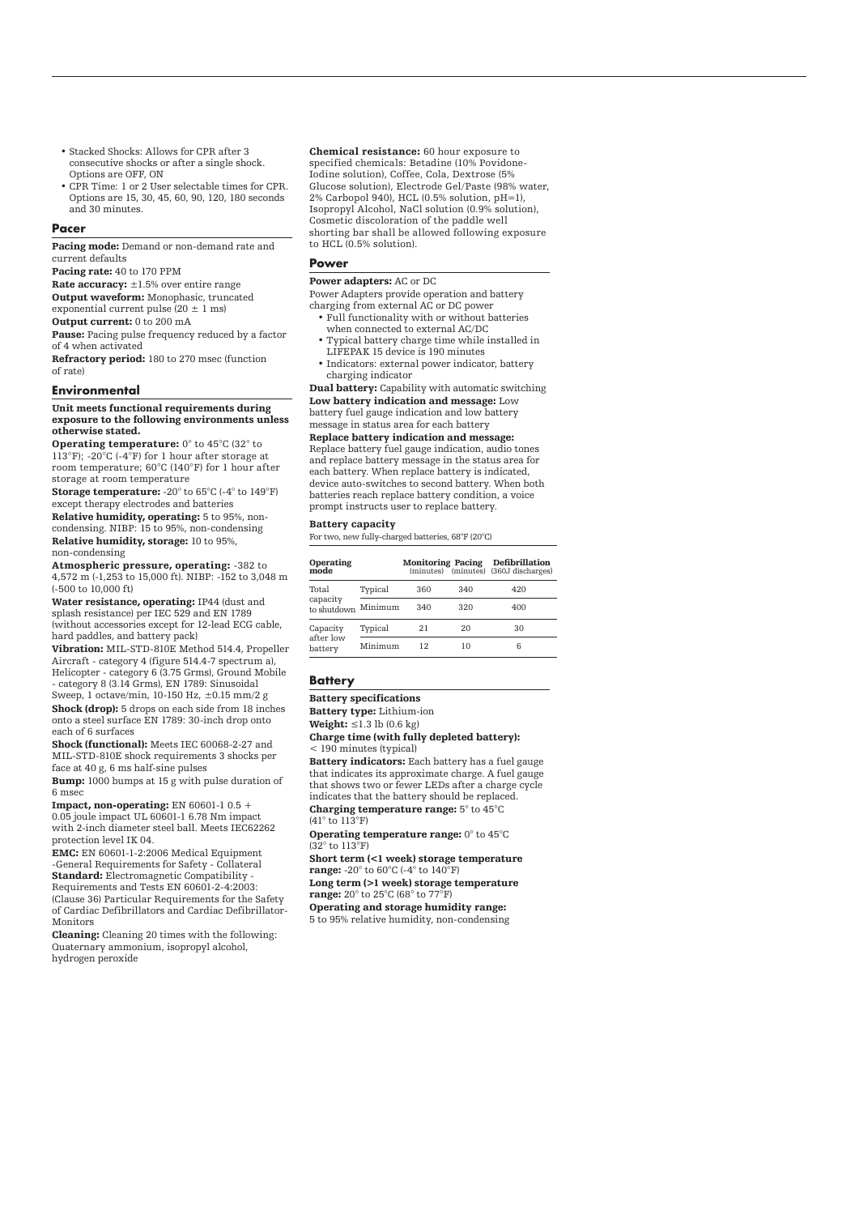- Stacked Shocks: Allows for CPR after 3 consecutive shocks or after a single shock. Options are OFF, ON
- CPR Time: 1 or 2 User selectable times for CPR. Options are 15, 30, 45, 60, 90, 120, 180 seconds and 30 minutes.

## Pacer

**Pacing mode:** Demand or non-demand rate and current defaults

**Pacing rate:** 40 to 170 PPM

**Rate accuracy:** ±1.5% over entire range

**Output waveform:** Monophasic, truncated exponential current pulse (20 ± 1 ms)

**Output current:** 0 to 200 mA

**Pause:** Pacing pulse frequency reduced by a factor of 4 when activated

**Refractory period:** 180 to 270 msec (function of rate)

## Environmental

**Unit meets functional requirements during exposure to the following environments unless otherwise stated.**

**Operating temperature:** 0° to 45°C (32° to 113°F); -20°C (-4°F) for 1 hour after storage at room temperature; 60°C (140°F) for 1 hour after storage at room temperature

**Storage temperature:** -20° to 65°C (-4° to 149°F) except therapy electrodes and batteries

**Relative humidity, operating:** 5 to 95%, non-condensing. NIBP: 15 to 95%, non-condensing

**Relative humidity, storage:** 10 to 95%, non-condensing

**Atmospheric pressure, operating:** -382 to 4,572 m (-1,253 to 15,000 ft). NIBP: -152 to 3,048 m (-500 to 10,000 ft)

**Water resistance, operating:** IP44 (dust and splash resistance) per IEC 529 and EN 1789 (without accessories except for 12-lead ECG cable, hard paddles, and battery pack)

**Vibration:** MIL-STD-810E Method 514.4, Propeller Aircraft - category 4 (figure 514.4-7 spectrum a), Helicopter - category 6 (3.75 Grms), Ground Mobile - category 8 (3.14 Grms), EN 1789: Sinusoidal Sweep, 1 octave/min, 10-150 Hz, ±0.15 mm/2 g

**Shock (drop):** 5 drops on each side from 18 inches onto a steel surface EN 1789: 30-inch drop onto each of 6 surfaces

**Shock (functional):** Meets IEC 60068-2-27 and MIL-STD-810E shock requirements 3 shocks per face at 40 g, 6 ms half-sine pulses

**Bump:** 1000 bumps at 15 g with pulse duration of 6 msec

**Impact, non-operating:** EN 60601-1 0.5 + 0.05 joule impact UL 60601-1 6.78 Nm impact with 2-inch diameter steel ball. Meets IEC62262 protection level IK 04.

**EMC:** EN 60601-1-2:2006 Medical Equipment -General Requirements for Safety - Collateral **Standard:** Electromagnetic Compatibility - Requirements and Tests EN 60601-2-4:2003: (Clause 36) Particular Requirements for the Safety of Cardiac Defibrillators and Cardiac Defibrillator-Monitors

**Cleaning:** Cleaning 20 times with the following: Quaternary ammonium, isopropyl alcohol, hydrogen peroxide

**Chemical resistance:** 60 hour exposure to specified chemicals: Betadine (10% Povidone-Iodine solution), Coffee, Cola, Dextrose (5% Glucose solution), Electrode Gel/Paste (98% water, 2% Carbopol 940), HCL (0.5% solution, pH=1), Isopropyl Alcohol, NaCl solution (0.9% solution), Cosmetic discoloration of the paddle well shorting bar shall be allowed following exposure to HCL (0.5% solution).

## Power

**Power adapters:** AC or DC

Power Adapters provide operation and battery charging from external AC or DC power

- Full functionality with or without batteries when connected to external AC/DC
- Typical battery charge time while installed in LIFEPAK 15 device is 190 minutes
- Indicators: external power indicator, battery charging indicator

**Dual battery:** Capability with automatic switching

**Low battery indication and message:** Low battery fuel gauge indication and low battery message in status area for each battery

**Replace battery indication and message:** Replace battery fuel gauge indication, audio tones and replace battery message in the status area for each battery. When replace battery is indicated, device auto-switches to second battery. When both batteries reach replace battery condition, a voice prompt instructs user to replace battery.

### Battery capacity

For two, new fully-charged batteries, 68°F (20°C)

| Operating mode | | Monitoring (minutes) | Pacing (minutes) | Defibrillation (360J discharges) |
|---|---|---|---|---|
| Total capacity to shutdown | Typical | 360 | 340 | 420 |
| | Minimum | 340 | 320 | 400 |
| Capacity after low battery | Typical | 21 | 20 | 30 |
| | Minimum | 12 | 10 | 6 |

## Battery

### Battery specifications

**Battery type:** Lithium-ion

**Weight:** ≤1.3 lb (0.6 kg)

**Charge time (with fully depleted battery):** < 190 minutes (typical)

**Battery indicators:** Each battery has a fuel gauge that indicates its approximate charge. A fuel gauge that shows two or fewer LEDs after a charge cycle indicates that the battery should be replaced.

**Charging temperature range:** 5° to 45°C (41° to 113°F)

**Operating temperature range:** 0° to 45°C (32° to 113°F)

**Short term (<1 week) storage temperature range:** -20° to 60°C (-4° to 140°F)

**Long term (>1 week) storage temperature range:** 20° to 25°C (68° to 77°F)

**Operating and storage humidity range:** 5 to 95% relative humidity, non-condensing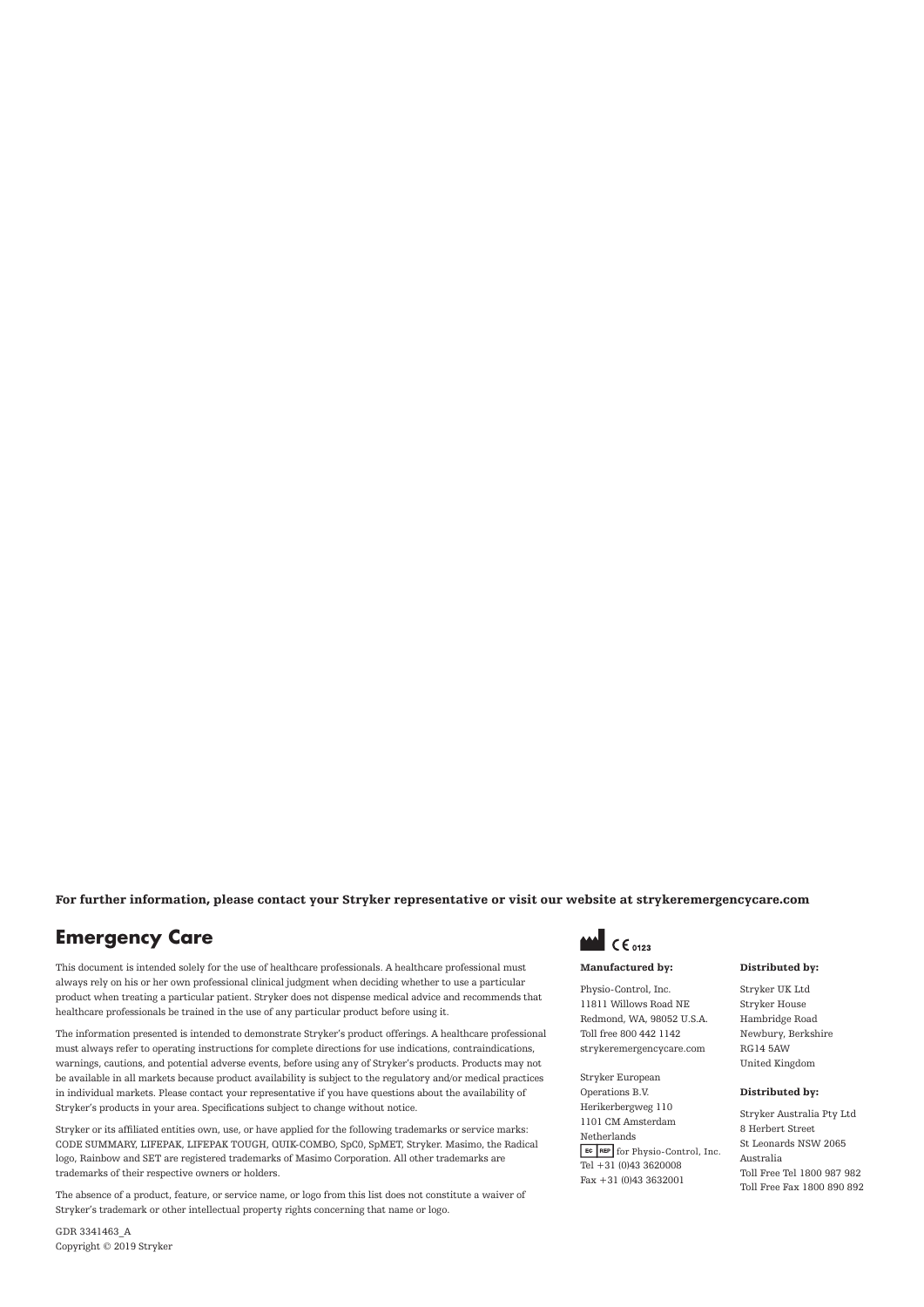**For further information, please contact your Stryker representative or visit our website at strykeremergencycare.com**

## Emergency Care

This document is intended solely for the use of healthcare professionals. A healthcare professional must always rely on his or her own professional clinical judgment when deciding whether to use a particular product when treating a particular patient. Stryker does not dispense medical advice and recommends that healthcare professionals be trained in the use of any particular product before using it.

The information presented is intended to demonstrate Stryker's product offerings. A healthcare professional must always refer to operating instructions for complete directions for use indications, contraindications, warnings, cautions, and potential adverse events, before using any of Stryker's products. Products may not be available in all markets because product availability is subject to the regulatory and/or medical practices in individual markets. Please contact your representative if you have questions about the availability of Stryker's products in your area. Specifications subject to change without notice.

Stryker or its affiliated entities own, use, or have applied for the following trademarks or service marks: CODE SUMMARY, LIFEPAK, LIFEPAK TOUGH, QUIK-COMBO, SpCO, SpMET, Stryker. Masimo, the Radical logo, Rainbow and SET are registered trademarks of Masimo Corporation. All other trademarks are trademarks of their respective owners or holders.

The absence of a product, feature, or service name, or logo from this list does not constitute a waiver of Stryker's trademark or other intellectual property rights concerning that name or logo.

GDR 3341463_A
Copyright © 2019 Stryker

CE 0123

**Manufactured by:**

Physio-Control, Inc.
11811 Willows Road NE
Redmond, WA, 98052 U.S.A.
Toll free 800 442 1142
strykeremergencycare.com

Stryker European
Operations B.V.
Herikerbergweg 110
1101 CM Amsterdam
Netherlands
EC REP for Physio-Control, Inc.
Tel +31 (0)43 3620008
Fax +31 (0)43 3632001

**Distributed by:**

Stryker UK Ltd
Stryker House
Hambridge Road
Newbury, Berkshire
RG14 5AW
United Kingdom

**Distributed by:**

Stryker Australia Pty Ltd
8 Herbert Street
St Leonards NSW 2065
Australia
Toll Free Tel 1800 987 982
Toll Free Fax 1800 890 892